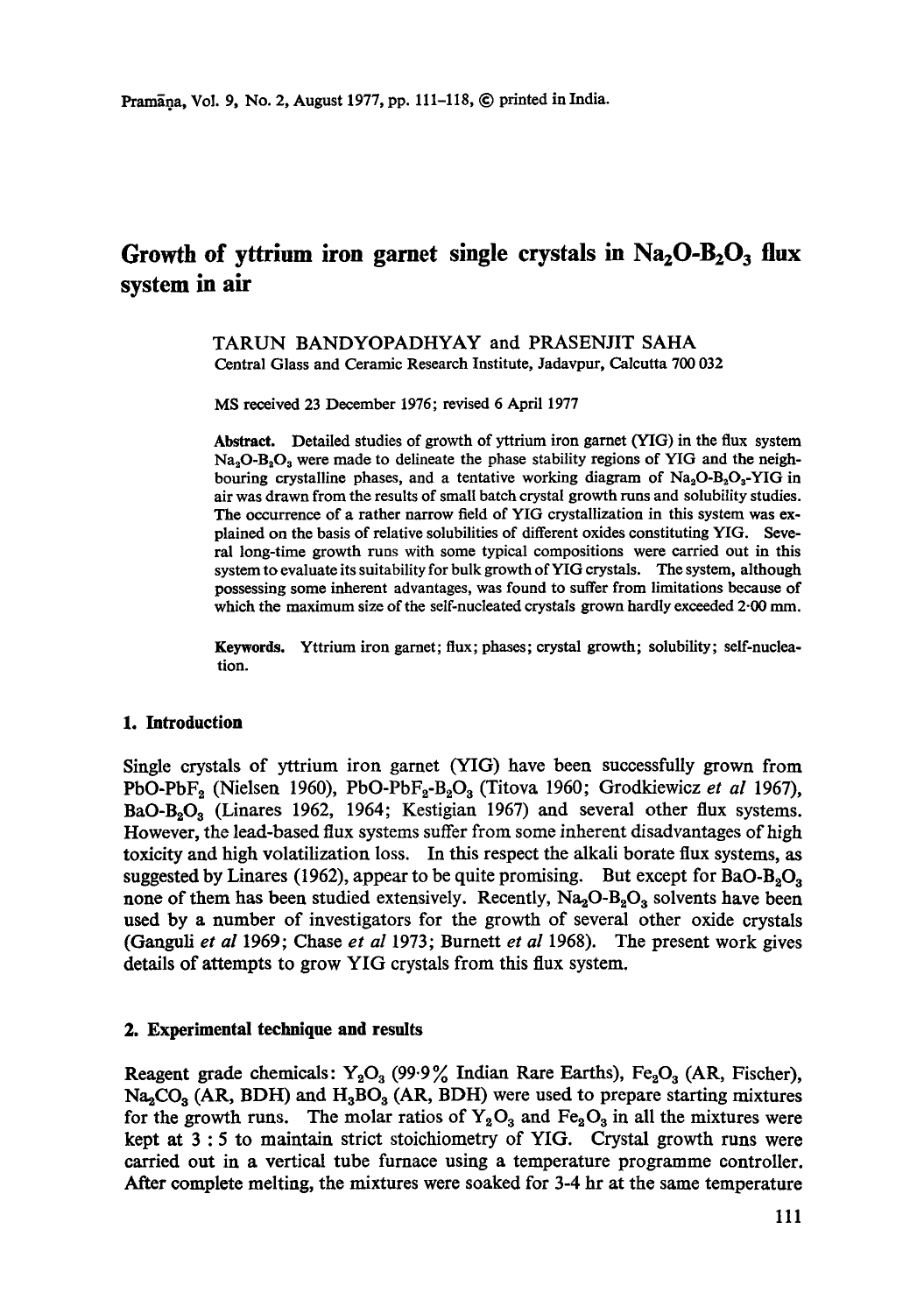# Growth of yttrium iron garnet single crystals in $Na_2O$-$B_2O_3$ flux system in air

TARUN BANDYOPADHYAY and PRASENJIT SAHA
Central Glass and Ceramic Research Institute, Jadavpur, Calcutta 700 032

MS received 23 December 1976; revised 6 April 1977

**Abstract.** Detailed studies of growth of yttrium iron garnet (YIG) in the flux system $Na_2O$-$B_2O_3$ were made to delineate the phase stability regions of YIG and the neighbouring crystalline phases, and a tentative working diagram of $Na_2O$-$B_2O_3$-YIG in air was drawn from the results of small batch crystal growth runs and solubility studies. The occurrence of a rather narrow field of YIG crystallization in this system was explained on the basis of relative solubilities of different oxides constituting YIG. Several long-time growth runs with some typical compositions were carried out in this system to evaluate its suitability for bulk growth of YIG crystals. The system, although possessing some inherent advantages, was found to suffer from limitations because of which the maximum size of the self-nucleated crystals grown hardly exceeded 2·00 mm.

**Keywords.** Yttrium iron garnet; flux; phases; crystal growth; solubility; self-nucleation.

## 1. Introduction

Single crystals of yttrium iron garnet (YIG) have been successfully grown from PbO-$PbF_2$ (Nielsen 1960), PbO-$PbF_2$-$B_2O_3$ (Titova 1960; Grodkiewicz *et al* 1967), BaO-$B_2O_3$ (Linares 1962, 1964; Kestigian 1967) and several other flux systems. However, the lead-based flux systems suffer from some inherent disadvantages of high toxicity and high volatilization loss. In this respect the alkali borate flux systems, as suggested by Linares (1962), appear to be quite promising. But except for BaO-$B_2O_3$ none of them has been studied extensively. Recently, $Na_2O$-$B_2O_3$ solvents have been used by a number of investigators for the growth of several other oxide crystals (Ganguli *et al* 1969; Chase *et al* 1973; Burnett *et al* 1968). The present work gives details of attempts to grow YIG crystals from this flux system.

## 2. Experimental technique and results

Reagent grade chemicals: $Y_2O_3$ (99·9% Indian Rare Earths), $Fe_2O_3$ (AR, Fischer), $Na_2CO_3$ (AR, BDH) and $H_3BO_3$ (AR, BDH) were used to prepare starting mixtures for the growth runs. The molar ratios of $Y_2O_3$ and $Fe_2O_3$ in all the mixtures were kept at 3 : 5 to maintain strict stoichiometry of YIG. Crystal growth runs were carried out in a vertical tube furnace using a temperature programme controller. After complete melting, the mixtures were soaked for 3-4 hr at the same temperature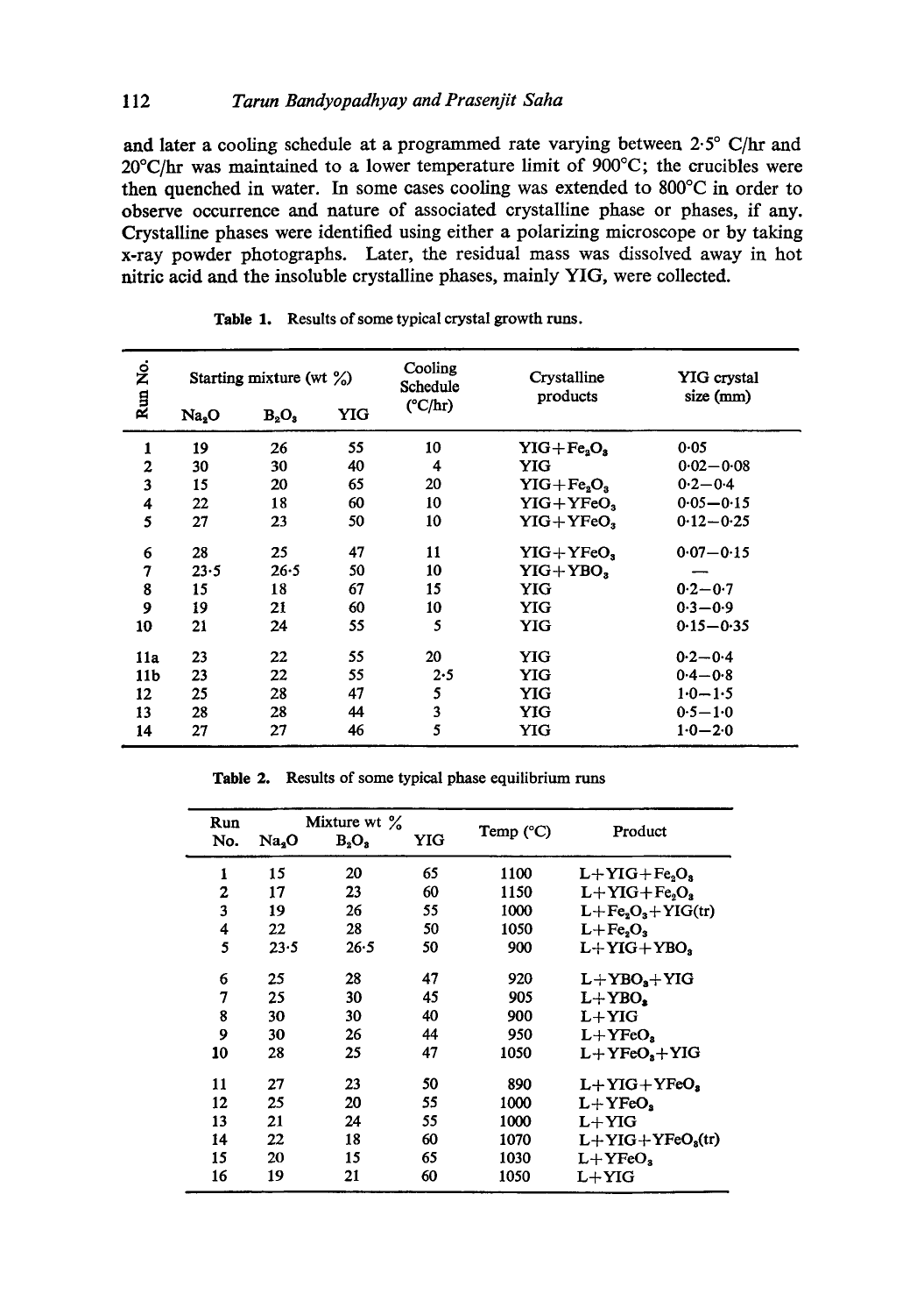and later a cooling schedule at a programmed rate varying between 2·5° C/hr and 20°C/hr was maintained to a lower temperature limit of 900°C; the crucibles were then quenched in water. In some cases cooling was extended to 800°C in order to observe occurrence and nature of associated crystalline phase or phases, if any. Crystalline phases were identified using either a polarizing microscope or by taking x-ray powder photographs. Later, the residual mass was dissolved away in hot nitric acid and the insoluble crystalline phases, mainly YIG, were collected.

**Table 1.** Results of some typical crystal growth runs.

| Run No. | Starting mixture (wt %) | | | Cooling Schedule (°C/hr) | Crystalline products | YIG crystal size (mm) |
|---|---|---|---|---|---|---|
| | $Na_2O$ | $B_2O_3$ | YIG | | | |
| 1 | 19 | 26 | 55 | 10 | YIG+$Fe_2O_3$ | 0·05 |
| 2 | 30 | 30 | 40 | 4 | YIG | 0·02—0·08 |
| 3 | 15 | 20 | 65 | 20 | YIG+$Fe_2O_3$ | 0·2—0·4 |
| 4 | 22 | 18 | 60 | 10 | YIG+$YFeO_3$ | 0·05—0·15 |
| 5 | 27 | 23 | 50 | 10 | YIG+$YFeO_3$ | 0·12—0·25 |
| 6 | 28 | 25 | 47 | 11 | YIG+$YFeO_3$ | 0·07—0·15 |
| 7 | 23·5 | 26·5 | 50 | 10 | YIG+$YBO_3$ | — |
| 8 | 15 | 18 | 67 | 15 | YIG | 0·2—0·7 |
| 9 | 19 | 21 | 60 | 10 | YIG | 0·3—0·9 |
| 10 | 21 | 24 | 55 | 5 | YIG | 0·15—0·35 |
| 11a | 23 | 22 | 55 | 20 | YIG | 0·2—0·4 |
| 11b | 23 | 22 | 55 | 2·5 | YIG | 0·4—0·8 |
| 12 | 25 | 28 | 47 | 5 | YIG | 1·0—1·5 |
| 13 | 28 | 28 | 44 | 3 | YIG | 0·5—1·0 |
| 14 | 27 | 27 | 46 | 5 | YIG | 1·0—2·0 |

**Table 2.** Results of some typical phase equilibrium runs

| Run No. | Mixture wt % | | | Temp (°C) | Product |
|---|---|---|---|---|---|
| | $Na_2O$ | $B_2O_3$ | YIG | | |
| 1 | 15 | 20 | 65 | 1100 | L+YIG+$Fe_2O_3$ |
| 2 | 17 | 23 | 60 | 1150 | L+YIG+$Fe_2O_3$ |
| 3 | 19 | 26 | 55 | 1000 | L+$Fe_2O_3$+YIG(tr) |
| 4 | 22 | 28 | 50 | 1050 | L+$Fe_2O_3$ |
| 5 | 23·5 | 26·5 | 50 | 900 | L+YIG+$YBO_3$ |
| 6 | 25 | 28 | 47 | 920 | L+$YBO_3$+YIG |
| 7 | 25 | 30 | 45 | 905 | L+$YBO_3$ |
| 8 | 30 | 30 | 40 | 900 | L+YIG |
| 9 | 30 | 26 | 44 | 950 | L+$YFeO_3$ |
| 10 | 28 | 25 | 47 | 1050 | L+$YFeO_3$+YIG |
| 11 | 27 | 23 | 50 | 890 | L+YIG+$YFeO_3$ |
| 12 | 25 | 20 | 55 | 1000 | L+$YFeO_3$ |
| 13 | 21 | 24 | 55 | 1000 | L+YIG |
| 14 | 22 | 18 | 60 | 1070 | L+YIG+$YFeO_3$(tr) |
| 15 | 20 | 15 | 65 | 1030 | L+$YFeO_3$ |
| 16 | 19 | 21 | 60 | 1050 | L+YIG |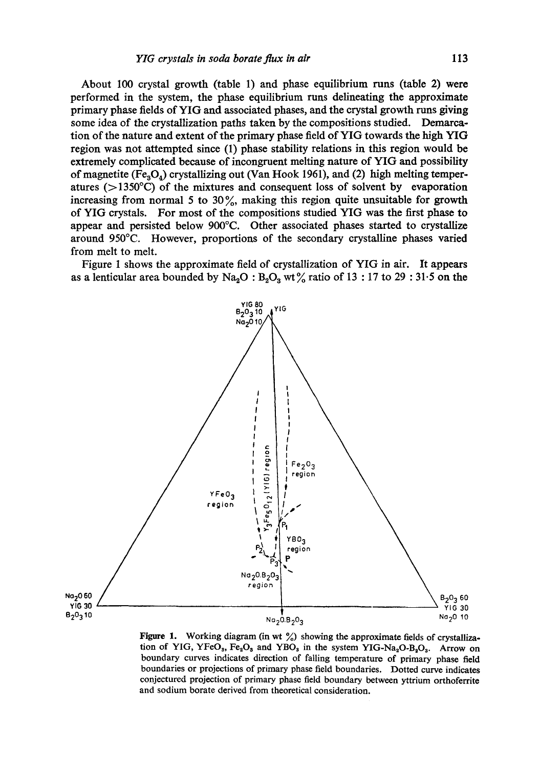About 100 crystal growth (table 1) and phase equilibrium runs (table 2) were performed in the system, the phase equilibrium runs delineating the approximate primary phase fields of YIG and associated phases, and the crystal growth runs giving some idea of the crystallization paths taken by the compositions studied. Demarcation of the nature and extent of the primary phase field of YIG towards the high YIG region was not attempted since (1) phase stability relations in this region would be extremely complicated because of incongruent melting nature of YIG and possibility of magnetite ($Fe_3O_4$) crystallizing out (Van Hook 1961), and (2) high melting temperatures (>1350°C) of the mixtures and consequent loss of solvent by evaporation increasing from normal 5 to 30%, making this region quite unsuitable for growth of YIG crystals. For most of the compositions studied YIG was the first phase to appear and persisted below 900°C. Other associated phases started to crystallize around 950°C. However, proportions of the secondary crystalline phases varied from melt to melt.

Figure 1 shows the approximate field of crystallization of YIG in air. It appears as a lenticular area bounded by $Na_2O$ : $B_2O_3$ wt% ratio of 13 : 17 to 29 : 31·5 on the

**Figure 1.** Working diagram (in wt %) showing the approximate fields of crystallization of YIG, $YFeO_3$, $Fe_2O_3$ and $YBO_3$ in the system YIG-$Na_2O$-$B_2O_3$. Arrow on boundary curves indicates direction of falling temperature of primary phase field boundaries or projections of primary phase field boundaries. Dotted curve indicates conjectured projection of primary phase field boundary between yttrium orthoferrite and sodium borate derived from theoretical consideration.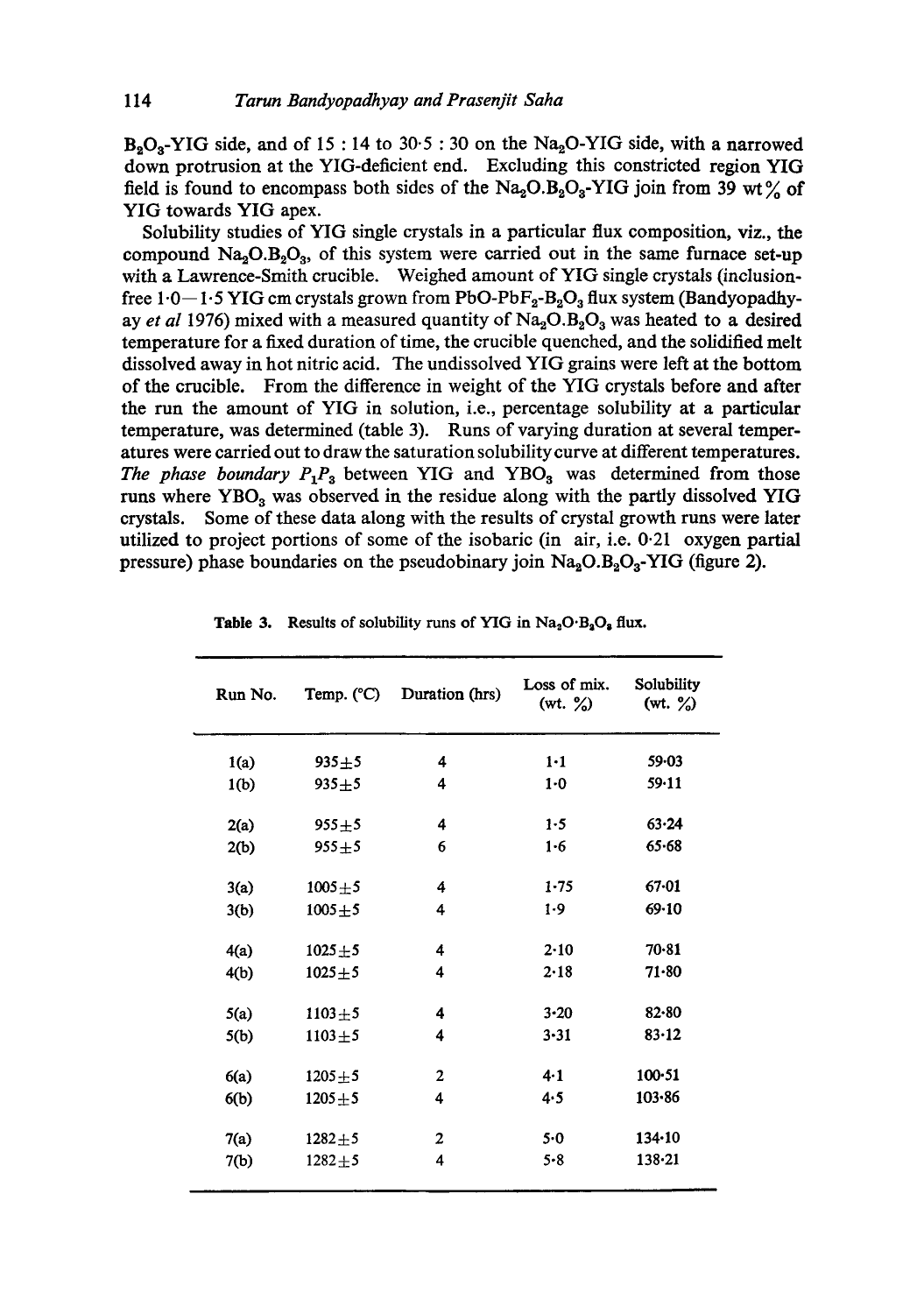$B_2O_3$-YIG side, and of 15 : 14 to 30·5 : 30 on the $Na_2O$-YIG side, with a narrowed down protrusion at the YIG-deficient end. Excluding this constricted region YIG field is found to encompass both sides of the $Na_2O.B_2O_3$-YIG join from 39 wt% of YIG towards YIG apex.

Solubility studies of YIG single crystals in a particular flux composition, viz., the compound $Na_2O.B_2O_3$, of this system were carried out in the same furnace set-up with a Lawrence-Smith crucible. Weighed amount of YIG single crystals (inclusion-free 1·0—1·5 YIG cm crystals grown from $PbO$-$PbF_2$-$B_2O_3$ flux system (Bandyopadhyay *et al* 1976) mixed with a measured quantity of $Na_2O.B_2O_3$ was heated to a desired temperature for a fixed duration of time, the crucible quenched, and the solidified melt dissolved away in hot nitric acid. The undissolved YIG grains were left at the bottom of the crucible. From the difference in weight of the YIG crystals before and after the run the amount of YIG in solution, i.e., percentage solubility at a particular temperature, was determined (table 3). Runs of varying duration at several temperatures were carried out to draw the saturation solubility curve at different temperatures. *The phase boundary* $P_1P_3$ between YIG and $YBO_3$ was determined from those runs where $YBO_3$ was observed in the residue along with the partly dissolved YIG crystals. Some of these data along with the results of crystal growth runs were later utilized to project portions of some of the isobaric (in air, i.e. 0·21 oxygen partial pressure) phase boundaries on the pseudobinary join $Na_2O.B_2O_3$-YIG (figure 2).

**Table 3.** Results of solubility runs of YIG in $Na_2O{\cdot}B_2O_3$ flux.

| Run No. | Temp. (°C) | Duration (hrs) | Loss of mix. (wt. %) | Solubility (wt. %) |
|---|---|---|---|---|
| 1(a) | 935±5 | 4 | 1·1 | 59·03 |
| 1(b) | 935±5 | 4 | 1·0 | 59·11 |
| 2(a) | 955±5 | 4 | 1·5 | 63·24 |
| 2(b) | 955±5 | 6 | 1·6 | 65·68 |
| 3(a) | 1005±5 | 4 | 1·75 | 67·01 |
| 3(b) | 1005±5 | 4 | 1·9 | 69·10 |
| 4(a) | 1025±5 | 4 | 2·10 | 70·81 |
| 4(b) | 1025±5 | 4 | 2·18 | 71·80 |
| 5(a) | 1103±5 | 4 | 3·20 | 82·80 |
| 5(b) | 1103±5 | 4 | 3·31 | 83·12 |
| 6(a) | 1205±5 | 2 | 4·1 | 100·51 |
| 6(b) | 1205±5 | 4 | 4·5 | 103·86 |
| 7(a) | 1282±5 | 2 | 5·0 | 134·10 |
| 7(b) | 1282±5 | 4 | 5·8 | 138·21 |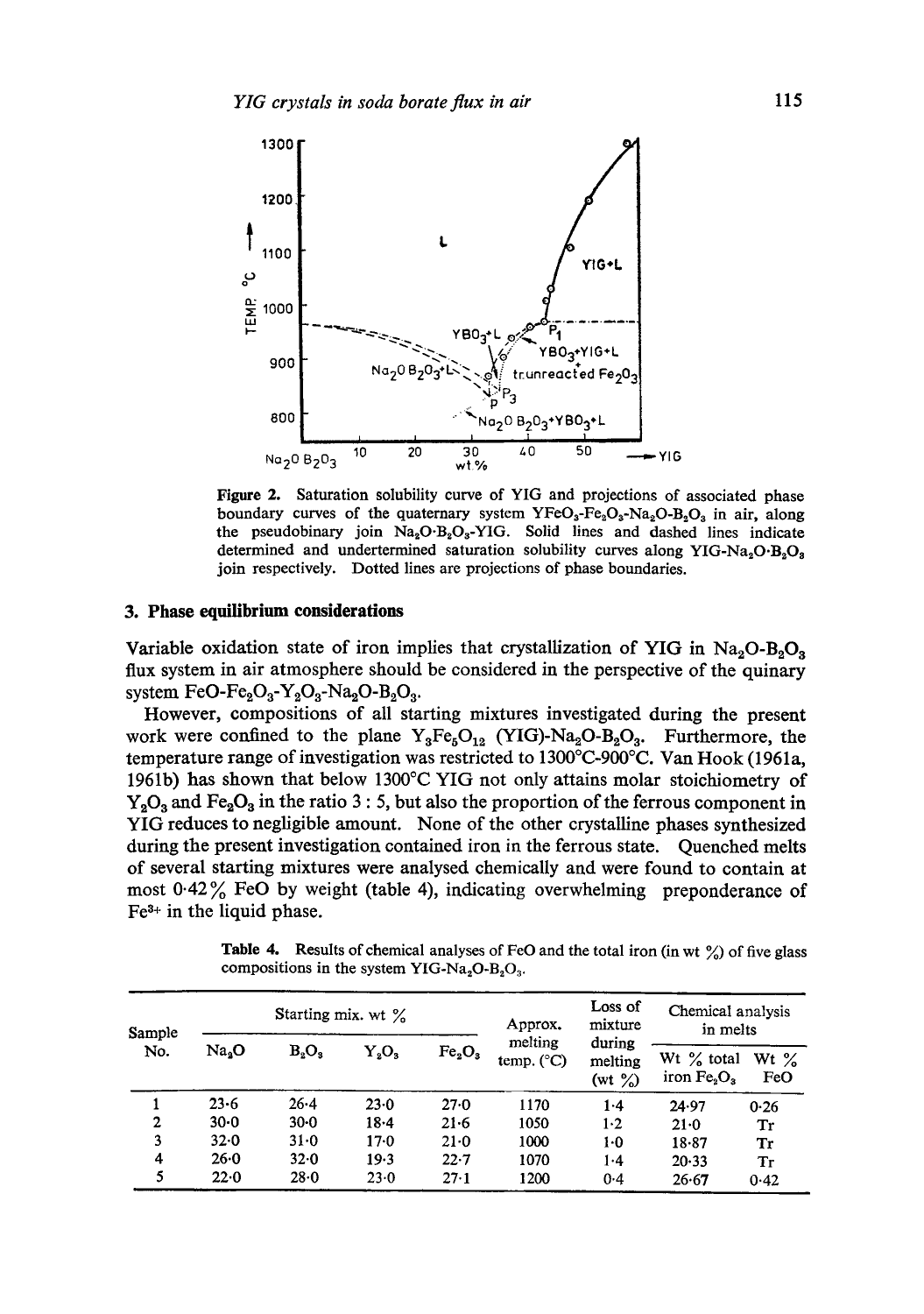Figure 2. Saturation solubility curve of YIG and projections of associated phase boundary curves of the quaternary system $YFeO_3$-$Fe_2O_3$-$Na_2O$-$B_2O_3$ in air, along the pseudobinary join $Na_2O{\cdot}B_2O_3$-YIG. Solid lines and dashed lines indicate determined and undertermined saturation solubility curves along YIG-$Na_2O{\cdot}B_2O_3$ join respectively. Dotted lines are projections of phase boundaries.

## 3. Phase equilibrium considerations

Variable oxidation state of iron implies that crystallization of YIG in $Na_2O$-$B_2O_3$ flux system in air atmosphere should be considered in the perspective of the quinary system $FeO$-$Fe_2O_3$-$Y_2O_3$-$Na_2O$-$B_2O_3$.

However, compositions of all starting mixtures investigated during the present work were confined to the plane $Y_3Fe_5O_{12}$ (YIG)-$Na_2O$-$B_2O_3$. Furthermore, the temperature range of investigation was restricted to 1300°C-900°C. Van Hook (1961a, 1961b) has shown that below 1300°C YIG not only attains molar stoichiometry of $Y_2O_3$ and $Fe_2O_3$ in the ratio 3 : 5, but also the proportion of the ferrous component in YIG reduces to negligible amount. None of the other crystalline phases synthesized during the present investigation contained iron in the ferrous state. Quenched melts of several starting mixtures were analysed chemically and were found to contain at most 0·42% FeO by weight (table 4), indicating overwhelming preponderance of $Fe^{3+}$ in the liquid phase.

Table 4. Results of chemical analyses of FeO and the total iron (in wt %) of five glass compositions in the system YIG-$Na_2O$-$B_2O_3$.

| Sample No. | Starting mix. wt % | | | | Approx. melting temp. (°C) | Loss of mixture during melting (wt %) | Chemical analysis in melts | |
|---|---|---|---|---|---|---|---|---|
| | $Na_2O$ | $B_2O_3$ | $Y_2O_3$ | $Fe_2O_3$ | | | Wt % total iron $Fe_2O_3$ | Wt % FeO |
| 1 | 23·6 | 26·4 | 23·0 | 27·0 | 1170 | 1·4 | 24·97 | 0·26 |
| 2 | 30·0 | 30·0 | 18·4 | 21·6 | 1050 | 1·2 | 21·0 | Tr |
| 3 | 32·0 | 31·0 | 17·0 | 21·0 | 1000 | 1·0 | 18·87 | Tr |
| 4 | 26·0 | 32·0 | 19·3 | 22·7 | 1070 | 1·4 | 20·33 | Tr |
| 5 | 22·0 | 28·0 | 23·0 | 27·1 | 1200 | 0·4 | 26·67 | 0·42 |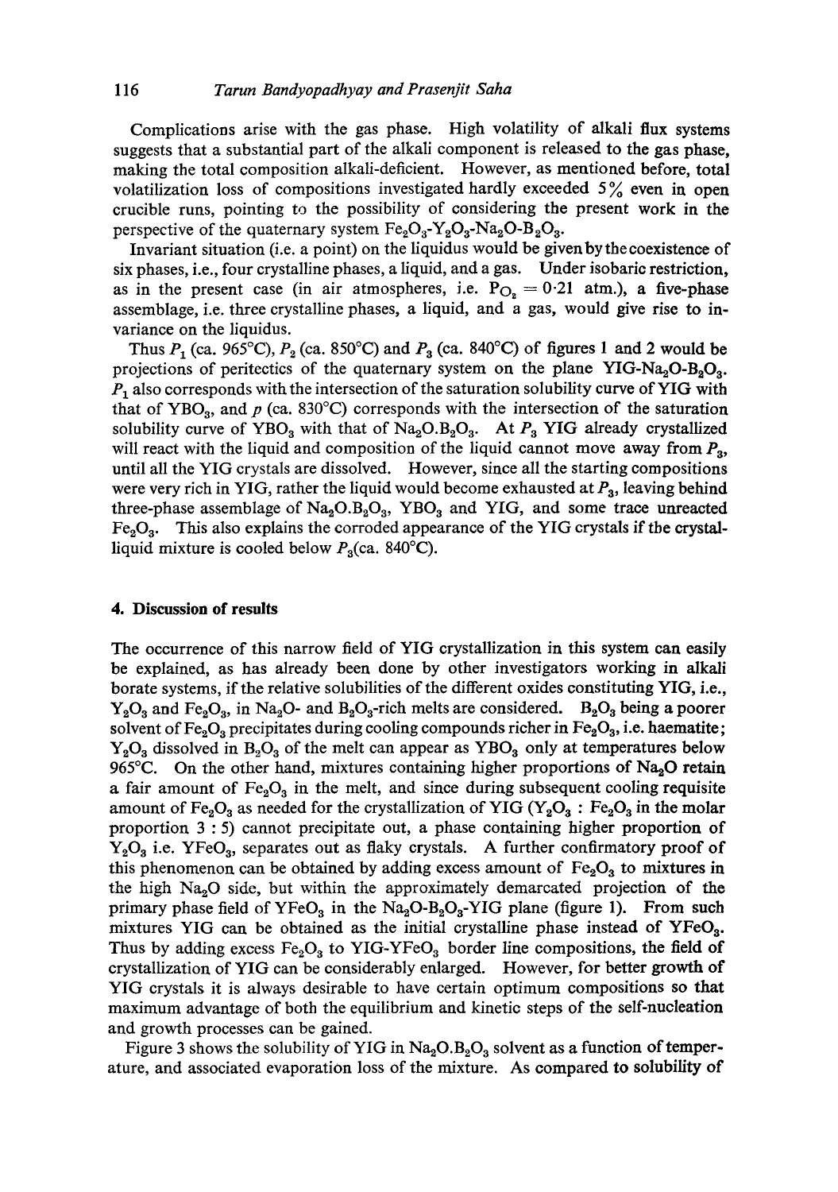Complications arise with the gas phase. High volatility of alkali flux systems suggests that a substantial part of the alkali component is released to the gas phase, making the total composition alkali-deficient. However, as mentioned before, total volatilization loss of compositions investigated hardly exceeded 5% even in open crucible runs, pointing to the possibility of considering the present work in the perspective of the quaternary system $Fe_2O_3$-$Y_2O_3$-$Na_2O$-$B_2O_3$.

Invariant situation (i.e. a point) on the liquidus would be given by the coexistence of six phases, i.e., four crystalline phases, a liquid, and a gas. Under isobaric restriction, as in the present case (in air atmospheres, i.e. $P_{O_2} = 0{\cdot}21$ atm.), a five-phase assemblage, i.e. three crystalline phases, a liquid, and a gas, would give rise to invariance on the liquidus.

Thus $P_1$ (ca. 965°C), $P_2$ (ca. 850°C) and $P_3$ (ca. 840°C) of figures 1 and 2 would be projections of peritectics of the quaternary system on the plane YIG-$Na_2O$-$B_2O_3$. $P_1$ also corresponds with the intersection of the saturation solubility curve of YIG with that of $YBO_3$, and $p$ (ca. 830°C) corresponds with the intersection of the saturation solubility curve of $YBO_3$ with that of $Na_2O.B_2O_3$. At $P_3$ YIG already crystallized will react with the liquid and composition of the liquid cannot move away from $P_3$, until all the YIG crystals are dissolved. However, since all the starting compositions were very rich in YIG, rather the liquid would become exhausted at $P_3$, leaving behind three-phase assemblage of $Na_2O.B_2O_3$, $YBO_3$ and YIG, and some trace unreacted $Fe_2O_3$. This also explains the corroded appearance of the YIG crystals if the crystal-liquid mixture is cooled below $P_3$(ca. 840°C).

## 4. Discussion of results

The occurrence of this narrow field of YIG crystallization in this system can easily be explained, as has already been done by other investigators working in alkali borate systems, if the relative solubilities of the different oxides constituting YIG, i.e., $Y_2O_3$ and $Fe_2O_3$, in $Na_2O$- and $B_2O_3$-rich melts are considered. $B_2O_3$ being a poorer solvent of $Fe_2O_3$ precipitates during cooling compounds richer in $Fe_2O_3$, i.e. haematite; $Y_2O_3$ dissolved in $B_2O_3$ of the melt can appear as $YBO_3$ only at temperatures below 965°C. On the other hand, mixtures containing higher proportions of $Na_2O$ retain a fair amount of $Fe_2O_3$ in the melt, and since during subsequent cooling requisite amount of $Fe_2O_3$ as needed for the crystallization of YIG ($Y_2O_3$ : $Fe_2O_3$ in the molar proportion 3 : 5) cannot precipitate out, a phase containing higher proportion of $Y_2O_3$ i.e. $YFeO_3$, separates out as flaky crystals. A further confirmatory proof of this phenomenon can be obtained by adding excess amount of $Fe_2O_3$ to mixtures in the high $Na_2O$ side, but within the approximately demarcated projection of the primary phase field of $YFeO_3$ in the $Na_2O$-$B_2O_3$-YIG plane (figure 1). From such mixtures YIG can be obtained as the initial crystalline phase instead of $YFeO_3$. Thus by adding excess $Fe_2O_3$ to YIG-$YFeO_3$ border line compositions, the field of crystallization of YIG can be considerably enlarged. However, for better growth of YIG crystals it is always desirable to have certain optimum compositions so that maximum advantage of both the equilibrium and kinetic steps of the self-nucleation and growth processes can be gained.

Figure 3 shows the solubility of YIG in $Na_2O.B_2O_3$ solvent as a function of temperature, and associated evaporation loss of the mixture. As compared to solubility of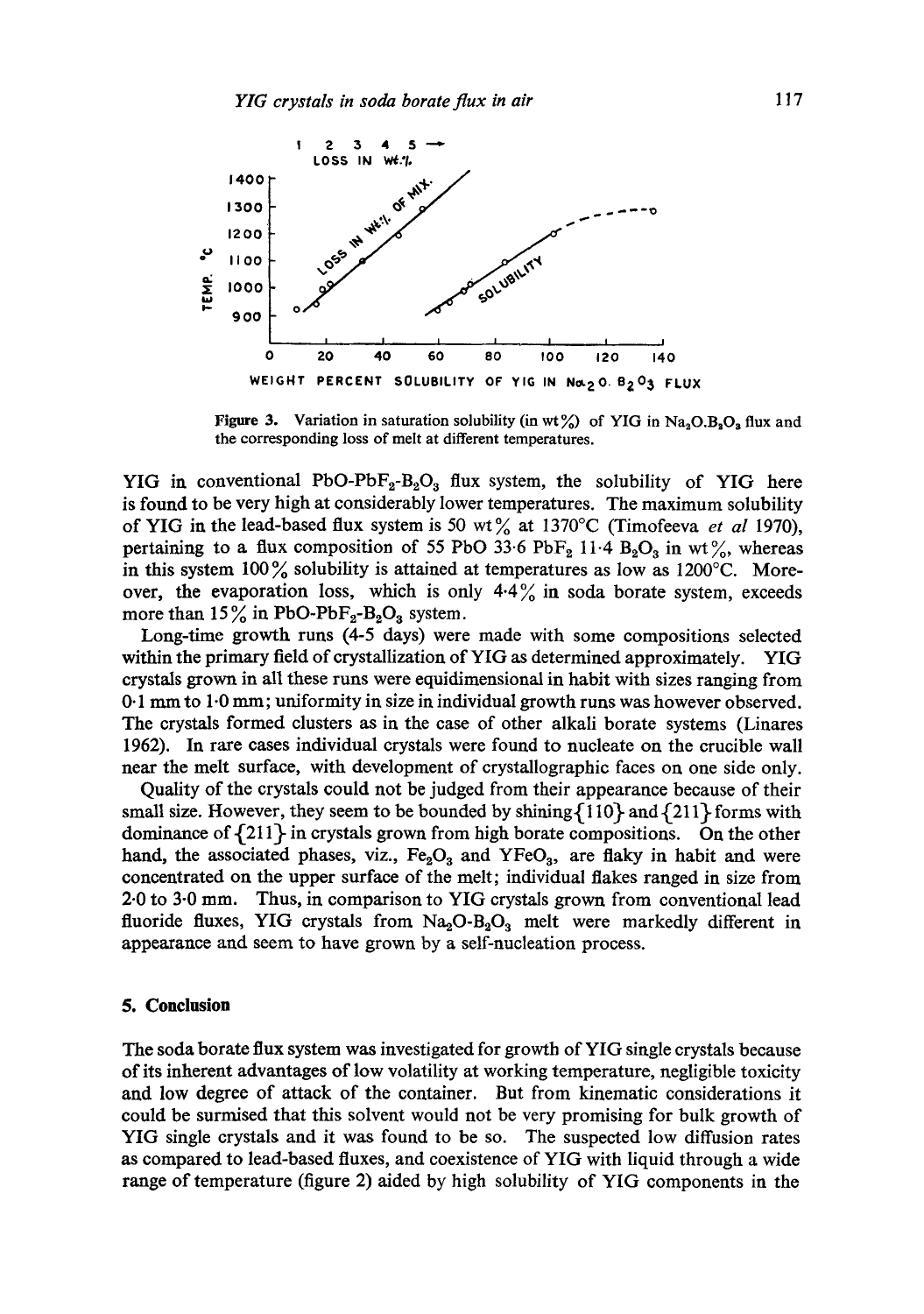Figure 3. Variation in saturation solubility (in wt%) of YIG in $Na_2O.B_2O_3$ flux and the corresponding loss of melt at different temperatures.

YIG in conventional $PbO$-$PbF_2$-$B_2O_3$ flux system, the solubility of YIG here is found to be very high at considerably lower temperatures. The maximum solubility of YIG in the lead-based flux system is 50 wt% at 1370°C (Timofeeva *et al* 1970), pertaining to a flux composition of 55 PbO 33·6 $PbF_2$ 11·4 $B_2O_3$ in wt%, whereas in this system 100% solubility is attained at temperatures as low as 1200°C. Moreover, the evaporation loss, which is only 4·4% in soda borate system, exceeds more than 15% in $PbO$-$PbF_2$-$B_2O_3$ system.

Long-time growth runs (4-5 days) were made with some compositions selected within the primary field of crystallization of YIG as determined approximately. YIG crystals grown in all these runs were equidimensional in habit with sizes ranging from 0·1 mm to 1·0 mm; uniformity in size in individual growth runs was however observed. The crystals formed clusters as in the case of other alkali borate systems (Linares 1962). In rare cases individual crystals were found to nucleate on the crucible wall near the melt surface, with development of crystallographic faces on one side only.

Quality of the crystals could not be judged from their appearance because of their small size. However, they seem to be bounded by shining {110} and {211} forms with dominance of {211} in crystals grown from high borate compositions. On the other hand, the associated phases, viz., $Fe_2O_3$ and $YFeO_3$, are flaky in habit and were concentrated on the upper surface of the melt; individual flakes ranged in size from 2·0 to 3·0 mm. Thus, in comparison to YIG crystals grown from conventional lead fluoride fluxes, YIG crystals from $Na_2O$-$B_2O_3$ melt were markedly different in appearance and seem to have grown by a self-nucleation process.

## 5. Conclusion

The soda borate flux system was investigated for growth of YIG single crystals because of its inherent advantages of low volatility at working temperature, negligible toxicity and low degree of attack of the container. But from kinematic considerations it could be surmised that this solvent would not be very promising for bulk growth of YIG single crystals and it was found to be so. The suspected low diffusion rates as compared to lead-based fluxes, and coexistence of YIG with liquid through a wide range of temperature (figure 2) aided by high solubility of YIG components in the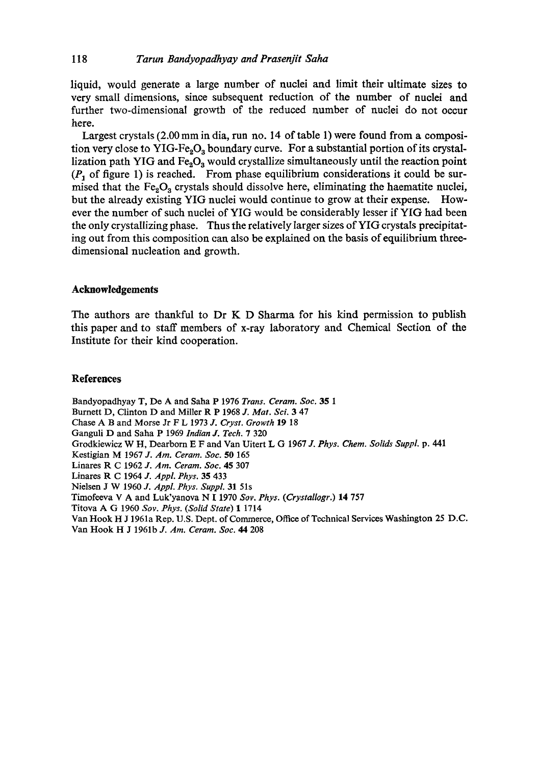liquid, would generate a large number of nuclei and limit their ultimate sizes to very small dimensions, since subsequent reduction of the number of nuclei and further two-dimensional growth of the reduced number of nuclei do not occur here.

Largest crystals (2.00 mm in dia, run no. 14 of table 1) were found from a composition very close to YIG-$Fe_2O_3$ boundary curve. For a substantial portion of its crystallization path YIG and $Fe_2O_3$ would crystallize simultaneously until the reaction point ($P_1$ of figure 1) is reached. From phase equilibrium considerations it could be surmised that the $Fe_2O_3$ crystals should dissolve here, eliminating the haematite nuclei, but the already existing YIG nuclei would continue to grow at their expense. However the number of such nuclei of YIG would be considerably lesser if YIG had been the only crystallizing phase. Thus the relatively larger sizes of YIG crystals precipitating out from this composition can also be explained on the basis of equilibrium three-dimensional nucleation and growth.

## Acknowledgements

The authors are thankful to Dr K D Sharma for his kind permission to publish this paper and to staff members of x-ray laboratory and Chemical Section of the Institute for their kind cooperation.

## References

Bandyopadhyay T, De A and Saha P 1976 *Trans. Ceram. Soc.* **35** 1

Burnett D, Clinton D and Miller R P 1968 *J. Mat. Sci.* **3** 47

Chase A B and Morse Jr F L 1973 *J. Cryst. Growth* **19** 18

Ganguli D and Saha P 1969 *Indian J. Tech.* **7** 320

Grodkiewicz W H, Dearborn E F and Van Uitert L G 1967 *J. Phys. Chem. Solids Suppl.* p. 441

Kestigian M 1967 *J. Am. Ceram. Soc.* **50** 165

Linares R C 1962 *J. Am. Ceram. Soc.* **45** 307

Linares R C 1964 *J. Appl. Phys.* **35** 433

Nielsen J W 1960 *J. Appl. Phys. Suppl.* **31** 51s

Timofeeva V A and Luk'yanova N I 1970 *Sov. Phys. (Crystallogr.)* **14** 757

Titova A G 1960 *Sov. Phys. (Solid State)* **1** 1714

Van Hook H J 1961a Rep. U.S. Dept. of Commerce, Office of Technical Services Washington 25 D.C.

Van Hook H J 1961b *J. Am. Ceram. Soc.* **44** 208